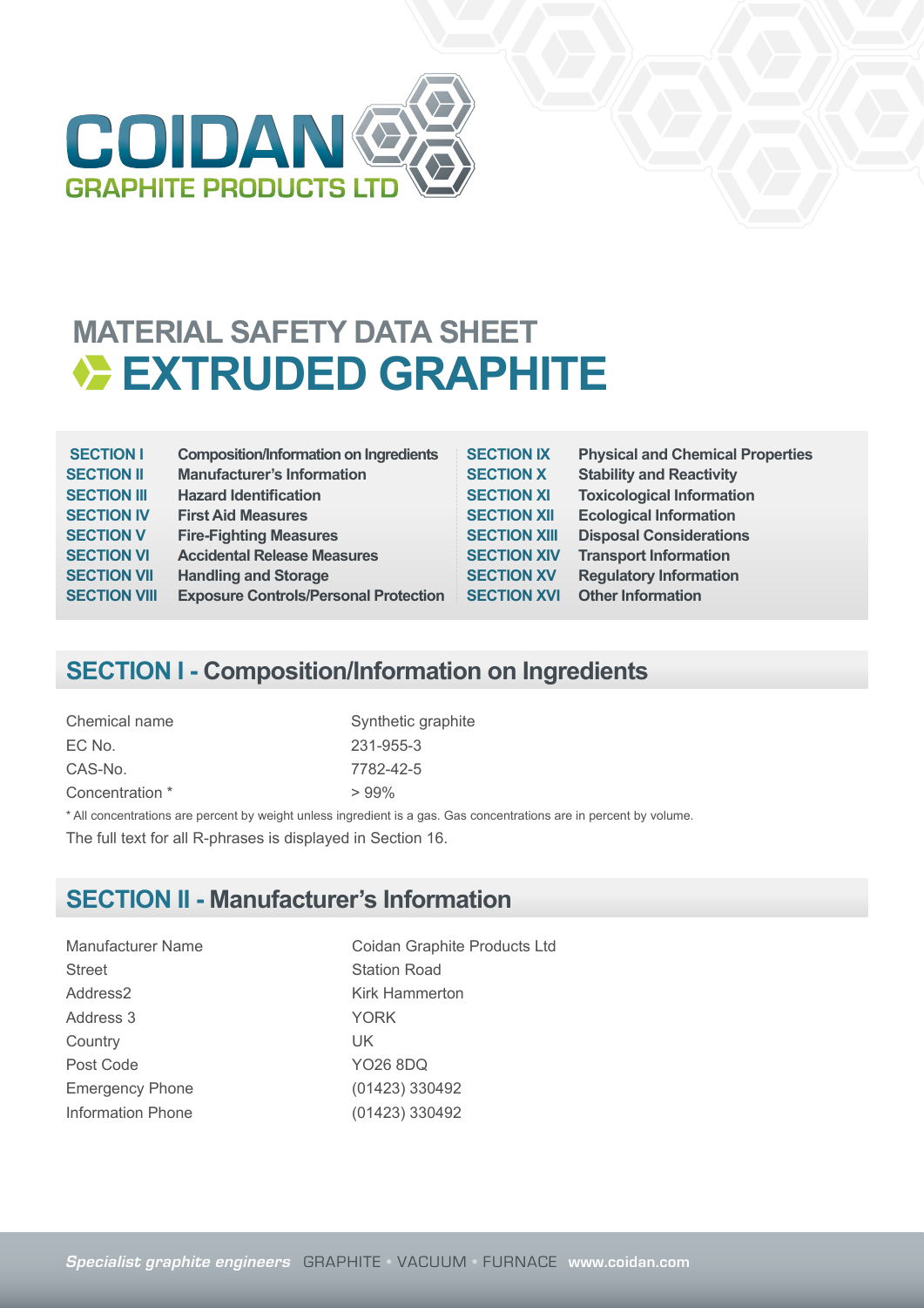COIDAN
GRAPHITE PRODUCTS LTD

# MATERIAL SAFETY DATA SHEET

# EXTRUDED GRAPHITE

| | | | |
|---|---|---|---|
| **SECTION I** | **Composition/Information on Ingredients** | **SECTION IX** | **Physical and Chemical Properties** |
| **SECTION II** | **Manufacturer's Information** | **SECTION X** | **Stability and Reactivity** |
| **SECTION III** | **Hazard Identification** | **SECTION XI** | **Toxicological Information** |
| **SECTION IV** | **First Aid Measures** | **SECTION XII** | **Ecological Information** |
| **SECTION V** | **Fire-Fighting Measures** | **SECTION XIII** | **Disposal Considerations** |
| **SECTION VI** | **Accidental Release Measures** | **SECTION XIV** | **Transport Information** |
| **SECTION VII** | **Handling and Storage** | **SECTION XV** | **Regulatory Information** |
| **SECTION VIII** | **Exposure Controls/Personal Protection** | **SECTION XVI** | **Other Information** |

## SECTION I - Composition/Information on Ingredients

| | |
|---|---|
| Chemical name | Synthetic graphite |
| EC No. | 231-955-3 |
| CAS-No. | 7782-42-5 |
| Concentration * | > 99% |

* All concentrations are percent by weight unless ingredient is a gas. Gas concentrations are in percent by volume.

The full text for all R-phrases is displayed in Section 16.

## SECTION II - Manufacturer's Information

| | |
|---|---|
| Manufacturer Name | Coidan Graphite Products Ltd |
| Street | Station Road |
| Address2 | Kirk Hammerton |
| Address 3 | YORK |
| Country | UK |
| Post Code | YO26 8DQ |
| Emergency Phone | (01423) 330492 |
| Information Phone | (01423) 330492 |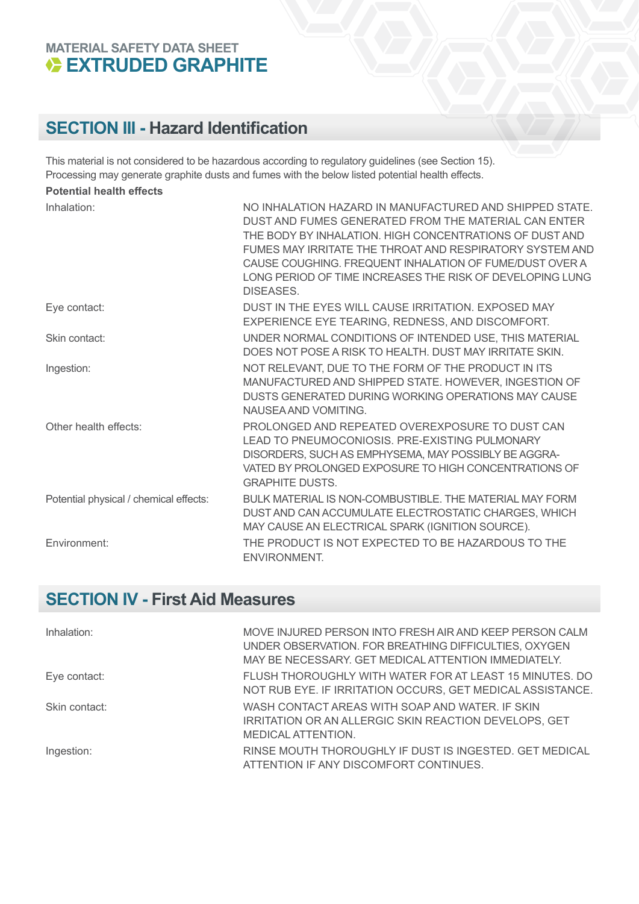## SECTION III - Hazard Identification

This material is not considered to be hazardous according to regulatory guidelines (see Section 15).
Processing may generate graphite dusts and fumes with the below listed potential health effects.

**Potential health effects**

| | |
|---|---|
| Inhalation: | NO INHALATION HAZARD IN MANUFACTURED AND SHIPPED STATE. DUST AND FUMES GENERATED FROM THE MATERIAL CAN ENTER THE BODY BY INHALATION. HIGH CONCENTRATIONS OF DUST AND FUMES MAY IRRITATE THE THROAT AND RESPIRATORY SYSTEM AND CAUSE COUGHING. FREQUENT INHALATION OF FUME/DUST OVER A LONG PERIOD OF TIME INCREASES THE RISK OF DEVELOPING LUNG DISEASES. |
| Eye contact: | DUST IN THE EYES WILL CAUSE IRRITATION. EXPOSED MAY EXPERIENCE EYE TEARING, REDNESS, AND DISCOMFORT. |
| Skin contact: | UNDER NORMAL CONDITIONS OF INTENDED USE, THIS MATERIAL DOES NOT POSE A RISK TO HEALTH. DUST MAY IRRITATE SKIN. |
| Ingestion: | NOT RELEVANT, DUE TO THE FORM OF THE PRODUCT IN ITS MANUFACTURED AND SHIPPED STATE. HOWEVER, INGESTION OF DUSTS GENERATED DURING WORKING OPERATIONS MAY CAUSE NAUSEA AND VOMITING. |
| Other health effects: | PROLONGED AND REPEATED OVEREXPOSURE TO DUST CAN LEAD TO PNEUMOCONIOSIS. PRE-EXISTING PULMONARY DISORDERS, SUCH AS EMPHYSEMA, MAY POSSIBLY BE AGGRAVATED BY PROLONGED EXPOSURE TO HIGH CONCENTRATIONS OF GRAPHITE DUSTS. |
| Potential physical / chemical effects: | BULK MATERIAL IS NON-COMBUSTIBLE. THE MATERIAL MAY FORM DUST AND CAN ACCUMULATE ELECTROSTATIC CHARGES, WHICH MAY CAUSE AN ELECTRICAL SPARK (IGNITION SOURCE). |
| Environment: | THE PRODUCT IS NOT EXPECTED TO BE HAZARDOUS TO THE ENVIRONMENT. |

## SECTION IV - First Aid Measures

| | |
|---|---|
| Inhalation: | MOVE INJURED PERSON INTO FRESH AIR AND KEEP PERSON CALM UNDER OBSERVATION. FOR BREATHING DIFFICULTIES, OXYGEN MAY BE NECESSARY. GET MEDICAL ATTENTION IMMEDIATELY. |
| Eye contact: | FLUSH THOROUGHLY WITH WATER FOR AT LEAST 15 MINUTES. DO NOT RUB EYE. IF IRRITATION OCCURS, GET MEDICAL ASSISTANCE. |
| Skin contact: | WASH CONTACT AREAS WITH SOAP AND WATER. IF SKIN IRRITATION OR AN ALLERGIC SKIN REACTION DEVELOPS, GET MEDICAL ATTENTION. |
| Ingestion: | RINSE MOUTH THOROUGHLY IF DUST IS INGESTED. GET MEDICAL ATTENTION IF ANY DISCOMFORT CONTINUES. |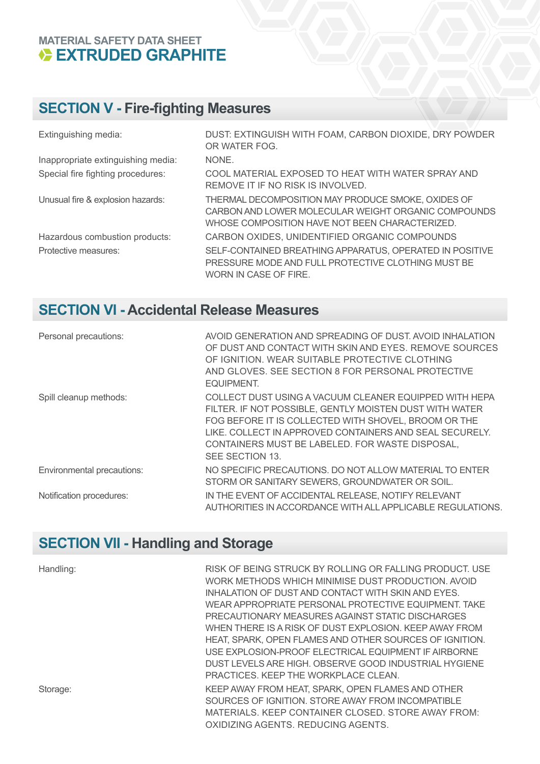MATERIAL SAFETY DATA SHEET

# EXTRUDED GRAPHITE

## SECTION V - Fire-fighting Measures

| | |
|---|---|
| Extinguishing media: | DUST: EXTINGUISH WITH FOAM, CARBON DIOXIDE, DRY POWDER OR WATER FOG. |
| Inappropriate extinguishing media: | NONE. |
| Special fire fighting procedures: | COOL MATERIAL EXPOSED TO HEAT WITH WATER SPRAY AND REMOVE IT IF NO RISK IS INVOLVED. |
| Unusual fire & explosion hazards: | THERMAL DECOMPOSITION MAY PRODUCE SMOKE, OXIDES OF CARBON AND LOWER MOLECULAR WEIGHT ORGANIC COMPOUNDS WHOSE COMPOSITION HAVE NOT BEEN CHARACTERIZED. |
| Hazardous combustion products: | CARBON OXIDES, UNIDENTIFIED ORGANIC COMPOUNDS |
| Protective measures: | SELF-CONTAINED BREATHING APPARATUS, OPERATED IN POSITIVE PRESSURE MODE AND FULL PROTECTIVE CLOTHING MUST BE WORN IN CASE OF FIRE. |

## SECTION VI - Accidental Release Measures

| | |
|---|---|
| Personal precautions: | AVOID GENERATION AND SPREADING OF DUST. AVOID INHALATION OF DUST AND CONTACT WITH SKIN AND EYES. REMOVE SOURCES OF IGNITION. WEAR SUITABLE PROTECTIVE CLOTHING AND GLOVES. SEE SECTION 8 FOR PERSONAL PROTECTIVE EQUIPMENT. |
| Spill cleanup methods: | COLLECT DUST USING A VACUUM CLEANER EQUIPPED WITH HEPA FILTER. IF NOT POSSIBLE, GENTLY MOISTEN DUST WITH WATER FOG BEFORE IT IS COLLECTED WITH SHOVEL, BROOM OR THE LIKE. COLLECT IN APPROVED CONTAINERS AND SEAL SECURELY. CONTAINERS MUST BE LABELED. FOR WASTE DISPOSAL, SEE SECTION 13. |
| Environmental precautions: | NO SPECIFIC PRECAUTIONS. DO NOT ALLOW MATERIAL TO ENTER STORM OR SANITARY SEWERS, GROUNDWATER OR SOIL. |
| Notification procedures: | IN THE EVENT OF ACCIDENTAL RELEASE, NOTIFY RELEVANT AUTHORITIES IN ACCORDANCE WITH ALL APPLICABLE REGULATIONS. |

## SECTION VII - Handling and Storage

| | |
|---|---|
| Handling: | RISK OF BEING STRUCK BY ROLLING OR FALLING PRODUCT. USE WORK METHODS WHICH MINIMISE DUST PRODUCTION. AVOID INHALATION OF DUST AND CONTACT WITH SKIN AND EYES. WEAR APPROPRIATE PERSONAL PROTECTIVE EQUIPMENT. TAKE PRECAUTIONARY MEASURES AGAINST STATIC DISCHARGES WHEN THERE IS A RISK OF DUST EXPLOSION. KEEP AWAY FROM HEAT, SPARK, OPEN FLAMES AND OTHER SOURCES OF IGNITION. USE EXPLOSION-PROOF ELECTRICAL EQUIPMENT IF AIRBORNE DUST LEVELS ARE HIGH. OBSERVE GOOD INDUSTRIAL HYGIENE PRACTICES. KEEP THE WORKPLACE CLEAN. |
| Storage: | KEEP AWAY FROM HEAT, SPARK, OPEN FLAMES AND OTHER SOURCES OF IGNITION. STORE AWAY FROM INCOMPATIBLE MATERIALS. KEEP CONTAINER CLOSED. STORE AWAY FROM: OXIDIZING AGENTS. REDUCING AGENTS. |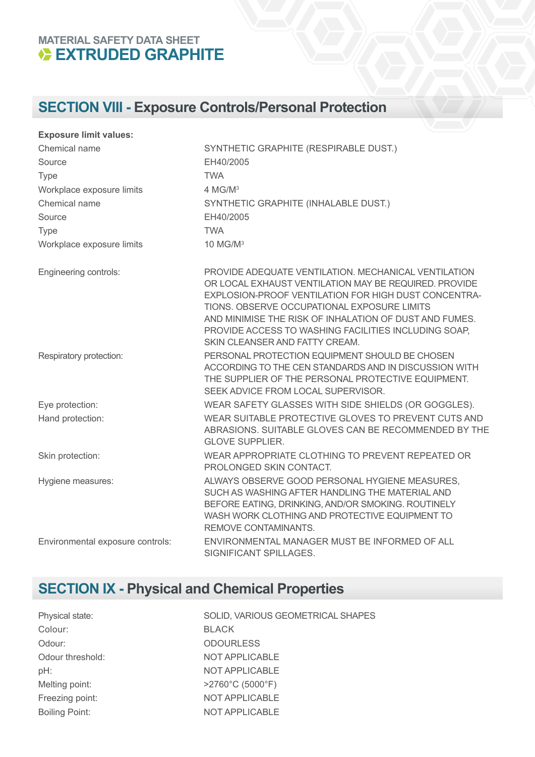MATERIAL SAFETY DATA SHEET
# EXTRUDED GRAPHITE

## SECTION VIII - Exposure Controls/Personal Protection

**Exposure limit values:**

| | |
|---|---|
| Chemical name | SYNTHETIC GRAPHITE (RESPIRABLE DUST.) |
| Source | EH40/2005 |
| Type | TWA |
| Workplace exposure limits | 4 MG/M$^3$ |
| Chemical name | SYNTHETIC GRAPHITE (INHALABLE DUST.) |
| Source | EH40/2005 |
| Type | TWA |
| Workplace exposure limits | 10 MG/M$^3$ |

| | |
|---|---|
| Engineering controls: | PROVIDE ADEQUATE VENTILATION. MECHANICAL VENTILATION OR LOCAL EXHAUST VENTILATION MAY BE REQUIRED. PROVIDE EXPLOSION-PROOF VENTILATION FOR HIGH DUST CONCENTRATIONS. OBSERVE OCCUPATIONAL EXPOSURE LIMITS AND MINIMISE THE RISK OF INHALATION OF DUST AND FUMES. PROVIDE ACCESS TO WASHING FACILITIES INCLUDING SOAP, SKIN CLEANSER AND FATTY CREAM. |
| Respiratory protection: | PERSONAL PROTECTION EQUIPMENT SHOULD BE CHOSEN ACCORDING TO THE CEN STANDARDS AND IN DISCUSSION WITH THE SUPPLIER OF THE PERSONAL PROTECTIVE EQUIPMENT. SEEK ADVICE FROM LOCAL SUPERVISOR. |
| Eye protection: | WEAR SAFETY GLASSES WITH SIDE SHIELDS (OR GOGGLES). |
| Hand protection: | WEAR SUITABLE PROTECTIVE GLOVES TO PREVENT CUTS AND ABRASIONS. SUITABLE GLOVES CAN BE RECOMMENDED BY THE GLOVE SUPPLIER. |
| Skin protection: | WEAR APPROPRIATE CLOTHING TO PREVENT REPEATED OR PROLONGED SKIN CONTACT. |
| Hygiene measures: | ALWAYS OBSERVE GOOD PERSONAL HYGIENE MEASURES, SUCH AS WASHING AFTER HANDLING THE MATERIAL AND BEFORE EATING, DRINKING, AND/OR SMOKING. ROUTINELY WASH WORK CLOTHING AND PROTECTIVE EQUIPMENT TO REMOVE CONTAMINANTS. |
| Environmental exposure controls: | ENVIRONMENTAL MANAGER MUST BE INFORMED OF ALL SIGNIFICANT SPILLAGES. |

## SECTION IX - Physical and Chemical Properties

| | |
|---|---|
| Physical state: | SOLID, VARIOUS GEOMETRICAL SHAPES |
| Colour: | BLACK |
| Odour: | ODOURLESS |
| Odour threshold: | NOT APPLICABLE |
| pH: | NOT APPLICABLE |
| Melting point: | >2760°C (5000°F) |
| Freezing point: | NOT APPLICABLE |
| Boiling Point: | NOT APPLICABLE |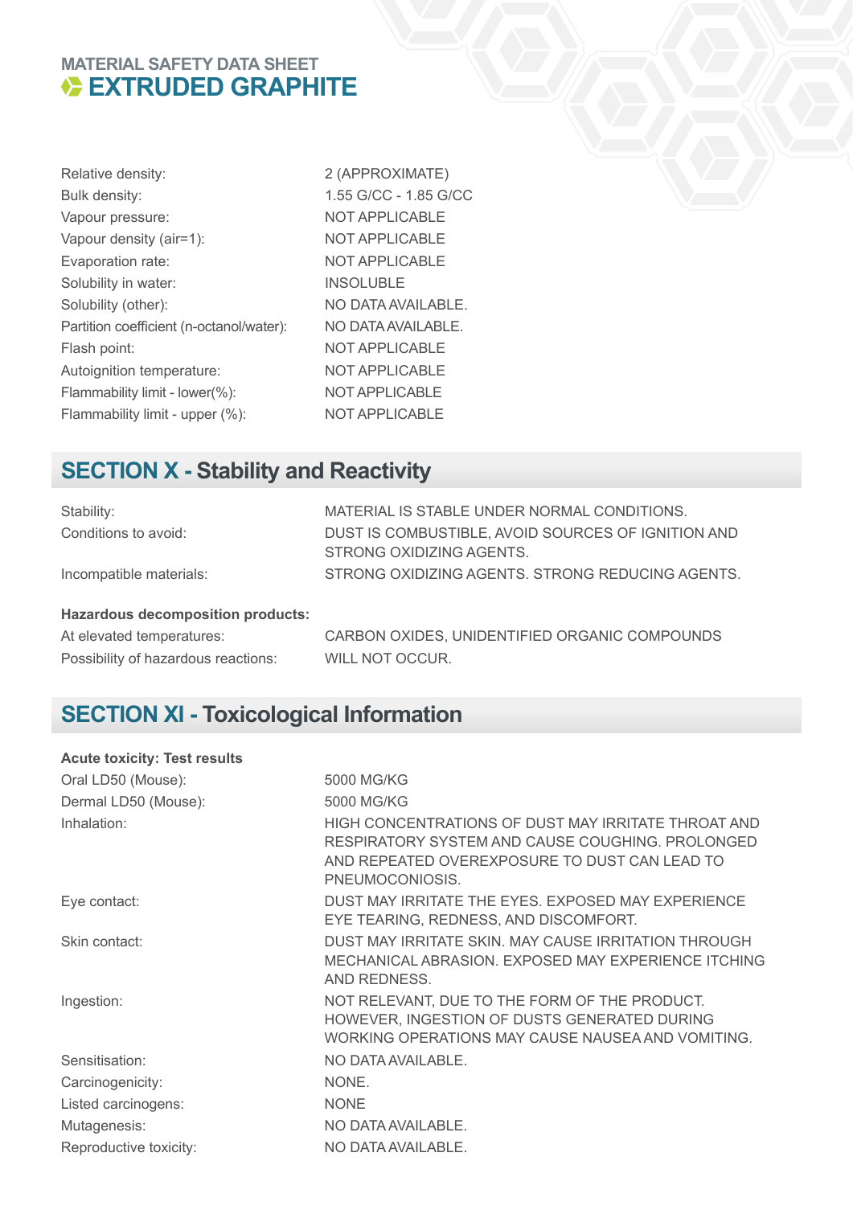MATERIAL SAFETY DATA SHEET

# EXTRUDED GRAPHITE

| | |
|---|---|
| Relative density: | 2 (APPROXIMATE) |
| Bulk density: | 1.55 G/CC - 1.85 G/CC |
| Vapour pressure: | NOT APPLICABLE |
| Vapour density (air=1): | NOT APPLICABLE |
| Evaporation rate: | NOT APPLICABLE |
| Solubility in water: | INSOLUBLE |
| Solubility (other): | NO DATA AVAILABLE. |
| Partition coefficient (n-octanol/water): | NO DATA AVAILABLE. |
| Flash point: | NOT APPLICABLE |
| Autoignition temperature: | NOT APPLICABLE |
| Flammability limit - lower(%): | NOT APPLICABLE |
| Flammability limit - upper (%): | NOT APPLICABLE |

## SECTION X - Stability and Reactivity

| | |
|---|---|
| Stability: | MATERIAL IS STABLE UNDER NORMAL CONDITIONS. |
| Conditions to avoid: | DUST IS COMBUSTIBLE, AVOID SOURCES OF IGNITION AND STRONG OXIDIZING AGENTS. |
| Incompatible materials: | STRONG OXIDIZING AGENTS. STRONG REDUCING AGENTS. |

**Hazardous decomposition products:**

| | |
|---|---|
| At elevated temperatures: | CARBON OXIDES, UNIDENTIFIED ORGANIC COMPOUNDS |
| Possibility of hazardous reactions: | WILL NOT OCCUR. |

## SECTION XI - Toxicological Information

**Acute toxicity: Test results**

| | |
|---|---|
| Oral LD50 (Mouse): | 5000 MG/KG |
| Dermal LD50 (Mouse): | 5000 MG/KG |
| Inhalation: | HIGH CONCENTRATIONS OF DUST MAY IRRITATE THROAT AND RESPIRATORY SYSTEM AND CAUSE COUGHING. PROLONGED AND REPEATED OVEREXPOSURE TO DUST CAN LEAD TO PNEUMOCONIOSIS. |
| Eye contact: | DUST MAY IRRITATE THE EYES. EXPOSED MAY EXPERIENCE EYE TEARING, REDNESS, AND DISCOMFORT. |
| Skin contact: | DUST MAY IRRITATE SKIN. MAY CAUSE IRRITATION THROUGH MECHANICAL ABRASION. EXPOSED MAY EXPERIENCE ITCHING AND REDNESS. |
| Ingestion: | NOT RELEVANT, DUE TO THE FORM OF THE PRODUCT. HOWEVER, INGESTION OF DUSTS GENERATED DURING WORKING OPERATIONS MAY CAUSE NAUSEA AND VOMITING. |
| Sensitisation: | NO DATA AVAILABLE. |
| Carcinogenicity: | NONE. |
| Listed carcinogens: | NONE |
| Mutagenesis: | NO DATA AVAILABLE. |
| Reproductive toxicity: | NO DATA AVAILABLE. |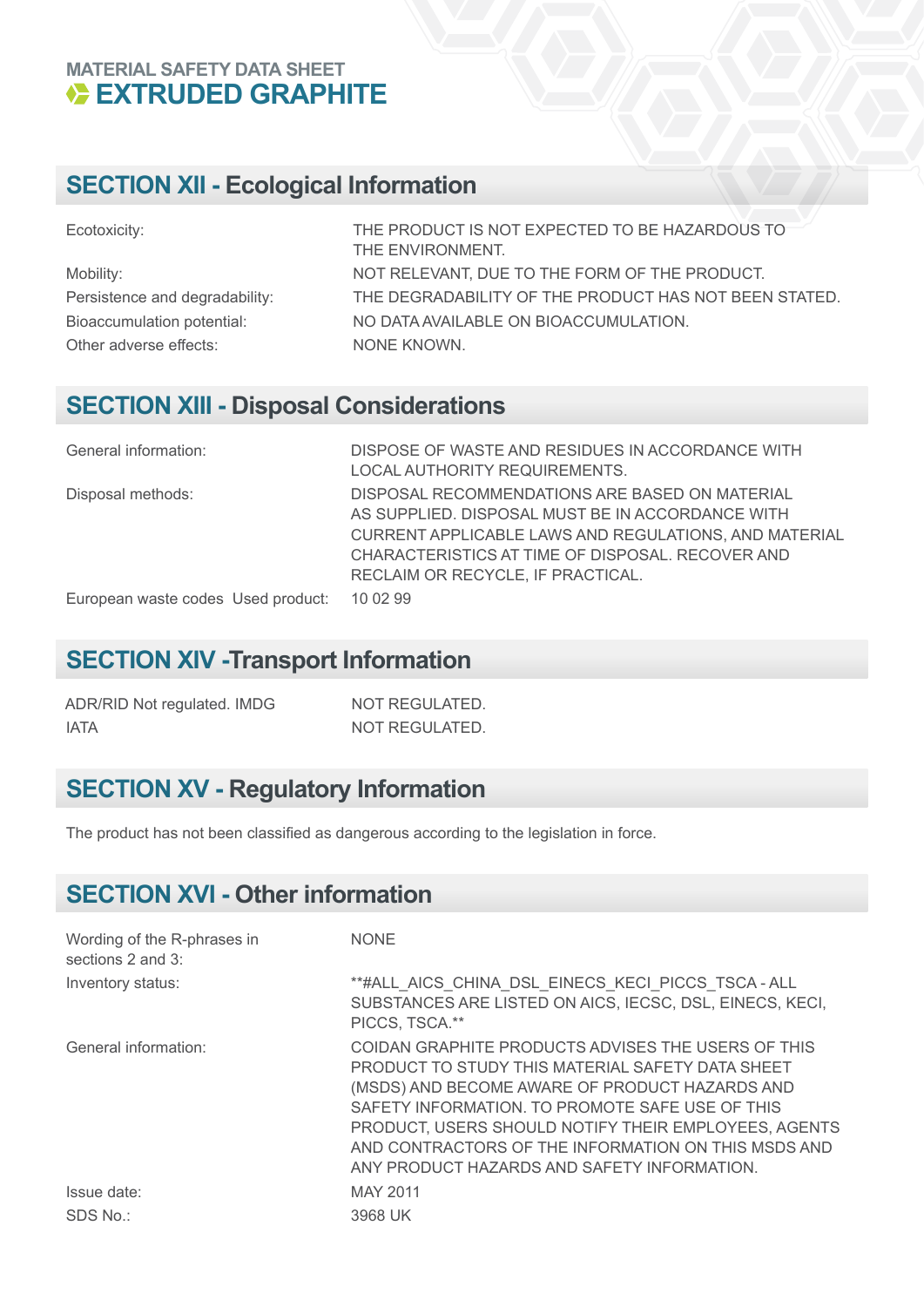MATERIAL SAFETY DATA SHEET

# EXTRUDED GRAPHITE

## SECTION XII - Ecological Information

| | |
|---|---|
| Ecotoxicity: | THE PRODUCT IS NOT EXPECTED TO BE HAZARDOUS TO THE ENVIRONMENT. |
| Mobility: | NOT RELEVANT, DUE TO THE FORM OF THE PRODUCT. |
| Persistence and degradability: | THE DEGRADABILITY OF THE PRODUCT HAS NOT BEEN STATED. |
| Bioaccumulation potential: | NO DATA AVAILABLE ON BIOACCUMULATION. |
| Other adverse effects: | NONE KNOWN. |

## SECTION XIII - Disposal Considerations

| | |
|---|---|
| General information: | DISPOSE OF WASTE AND RESIDUES IN ACCORDANCE WITH LOCAL AUTHORITY REQUIREMENTS. |
| Disposal methods: | DISPOSAL RECOMMENDATIONS ARE BASED ON MATERIAL AS SUPPLIED. DISPOSAL MUST BE IN ACCORDANCE WITH CURRENT APPLICABLE LAWS AND REGULATIONS, AND MATERIAL CHARACTERISTICS AT TIME OF DISPOSAL. RECOVER AND RECLAIM OR RECYCLE, IF PRACTICAL. |
| European waste codes Used product: | 10 02 99 |

## SECTION XIV -Transport Information

| | |
|---|---|
| ADR/RID Not regulated. IMDG | NOT REGULATED. |
| IATA | NOT REGULATED. |

## SECTION XV - Regulatory Information

The product has not been classified as dangerous according to the legislation in force.

## SECTION XVI - Other information

| | |
|---|---|
| Wording of the R-phrases in sections 2 and 3: | NONE |
| Inventory status: | **#ALL_AICS_CHINA_DSL_EINECS_KECI_PICCS_TSCA - ALL SUBSTANCES ARE LISTED ON AICS, IECSC, DSL, EINECS, KECI, PICCS, TSCA.** |
| General information: | COIDAN GRAPHITE PRODUCTS ADVISES THE USERS OF THIS PRODUCT TO STUDY THIS MATERIAL SAFETY DATA SHEET (MSDS) AND BECOME AWARE OF PRODUCT HAZARDS AND SAFETY INFORMATION. TO PROMOTE SAFE USE OF THIS PRODUCT, USERS SHOULD NOTIFY THEIR EMPLOYEES, AGENTS AND CONTRACTORS OF THE INFORMATION ON THIS MSDS AND ANY PRODUCT HAZARDS AND SAFETY INFORMATION. |
| Issue date: | MAY 2011 |
| SDS No.: | 3968 UK |